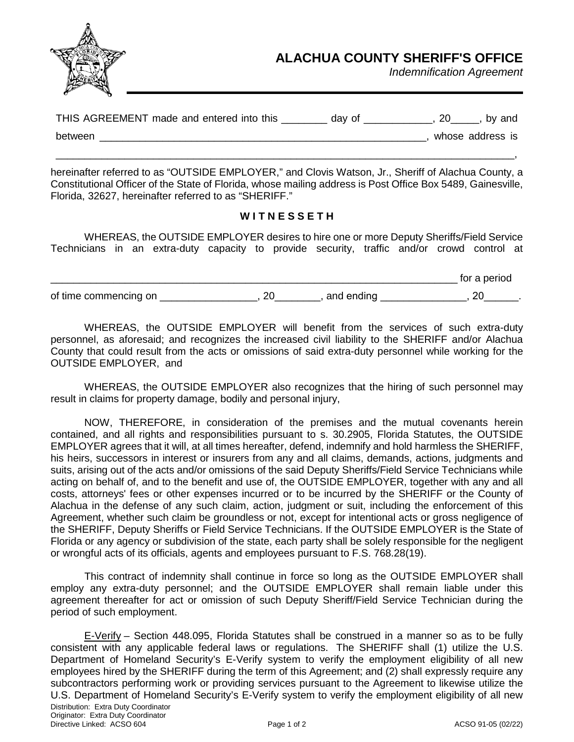# ALACHUA COUNTY SHERIFF'S OFFICE

*Indemnification Agreement*

THIS AGREEMENT made and entered into this ________ day of ____________, 20_____, by and between ___________________________________________________________, whose address is ___________________________________________________________________________________,

hereinafter referred to as "OUTSIDE EMPLOYER," and Clovis Watson, Jr., Sheriff of Alachua County, a Constitutional Officer of the State of Florida, whose mailing address is Post Office Box 5489, Gainesville, Florida, 32627, hereinafter referred to as "SHERIFF."

**W I T N E S S E T H**

WHEREAS, the OUTSIDE EMPLOYER desires to hire one or more Deputy Sheriffs/Field Service Technicians in an extra-duty capacity to provide security, traffic and/or crowd control at

___________________________________________________________________________ for a period of time commencing on _________________, 20________, and ending _______________, 20______.

WHEREAS, the OUTSIDE EMPLOYER will benefit from the services of such extra-duty personnel, as aforesaid; and recognizes the increased civil liability to the SHERIFF and/or Alachua County that could result from the acts or omissions of said extra-duty personnel while working for the OUTSIDE EMPLOYER, and

WHEREAS, the OUTSIDE EMPLOYER also recognizes that the hiring of such personnel may result in claims for property damage, bodily and personal injury,

NOW, THEREFORE, in consideration of the premises and the mutual covenants herein contained, and all rights and responsibilities pursuant to s. 30.2905, Florida Statutes, the OUTSIDE EMPLOYER agrees that it will, at all times hereafter, defend, indemnify and hold harmless the SHERIFF, his heirs, successors in interest or insurers from any and all claims, demands, actions, judgments and suits, arising out of the acts and/or omissions of the said Deputy Sheriffs/Field Service Technicians while acting on behalf of, and to the benefit and use of, the OUTSIDE EMPLOYER, together with any and all costs, attorneys' fees or other expenses incurred or to be incurred by the SHERIFF or the County of Alachua in the defense of any such claim, action, judgment or suit, including the enforcement of this Agreement, whether such claim be groundless or not, except for intentional acts or gross negligence of the SHERIFF, Deputy Sheriffs or Field Service Technicians. If the OUTSIDE EMPLOYER is the State of Florida or any agency or subdivision of the state, each party shall be solely responsible for the negligent or wrongful acts of its officials, agents and employees pursuant to F.S. 768.28(19).

This contract of indemnity shall continue in force so long as the OUTSIDE EMPLOYER shall employ any extra-duty personnel; and the OUTSIDE EMPLOYER shall remain liable under this agreement thereafter for act or omission of such Deputy Sheriff/Field Service Technician during the period of such employment.

E-Verify – Section 448.095, Florida Statutes shall be construed in a manner so as to be fully consistent with any applicable federal laws or regulations. The SHERIFF shall (1) utilize the U.S. Department of Homeland Security's E-Verify system to verify the employment eligibility of all new employees hired by the SHERIFF during the term of this Agreement; and (2) shall expressly require any subcontractors performing work or providing services pursuant to the Agreement to likewise utilize the U.S. Department of Homeland Security's E-Verify system to verify the employment eligibility of all new

Distribution: Extra Duty Coordinator
Originator: Extra Duty Coordinator
Directive Linked: ACSO 604

ACSO 91-05 (02/22)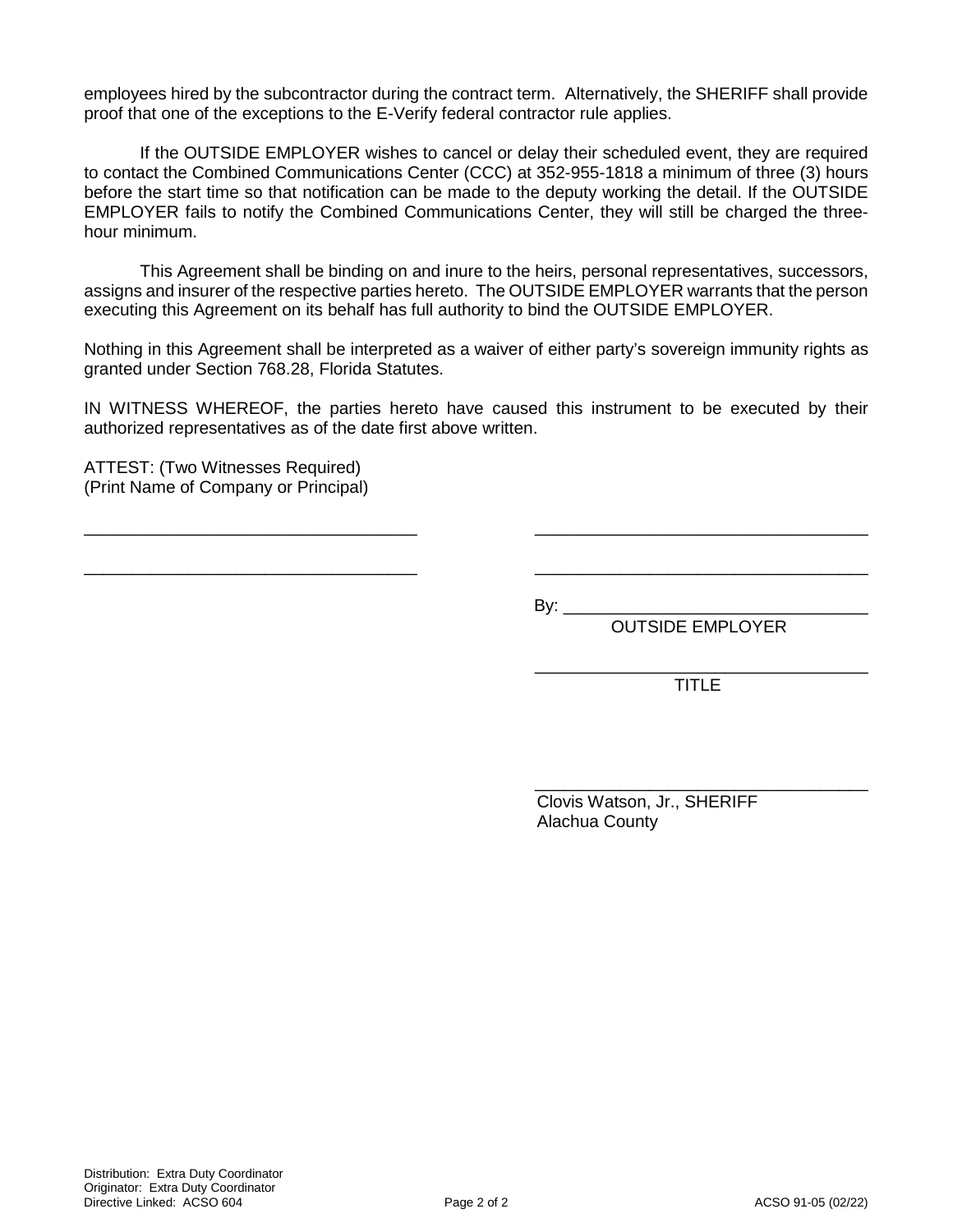employees hired by the subcontractor during the contract term. Alternatively, the SHERIFF shall provide proof that one of the exceptions to the E-Verify federal contractor rule applies.

If the OUTSIDE EMPLOYER wishes to cancel or delay their scheduled event, they are required to contact the Combined Communications Center (CCC) at 352-955-1818 a minimum of three (3) hours before the start time so that notification can be made to the deputy working the detail. If the OUTSIDE EMPLOYER fails to notify the Combined Communications Center, they will still be charged the three-hour minimum.

This Agreement shall be binding on and inure to the heirs, personal representatives, successors, assigns and insurer of the respective parties hereto. The OUTSIDE EMPLOYER warrants that the person executing this Agreement on its behalf has full authority to bind the OUTSIDE EMPLOYER.

Nothing in this Agreement shall be interpreted as a waiver of either party's sovereign immunity rights as granted under Section 768.28, Florida Statutes.

IN WITNESS WHEREOF, the parties hereto have caused this instrument to be executed by their authorized representatives as of the date first above written.

ATTEST: (Two Witnesses Required)
(Print Name of Company or Principal)

\_\_\_\_\_\_\_\_\_\_\_\_\_\_\_\_\_\_\_\_\_\_\_\_\_\_\_\_\_\_\_\_\_\_ \_\_\_\_\_\_\_\_\_\_\_\_\_\_\_\_\_\_\_\_\_\_\_\_\_\_\_\_\_\_\_\_\_\_

\_\_\_\_\_\_\_\_\_\_\_\_\_\_\_\_\_\_\_\_\_\_\_\_\_\_\_\_\_\_\_\_\_\_ \_\_\_\_\_\_\_\_\_\_\_\_\_\_\_\_\_\_\_\_\_\_\_\_\_\_\_\_\_\_\_\_\_\_

By: \_\_\_\_\_\_\_\_\_\_\_\_\_\_\_\_\_\_\_\_\_\_\_\_\_\_\_\_\_\_
OUTSIDE EMPLOYER

\_\_\_\_\_\_\_\_\_\_\_\_\_\_\_\_\_\_\_\_\_\_\_\_\_\_\_\_\_\_\_\_\_\_
TITLE

\_\_\_\_\_\_\_\_\_\_\_\_\_\_\_\_\_\_\_\_\_\_\_\_\_\_\_\_\_\_\_\_\_\_
Clovis Watson, Jr., SHERIFF
Alachua County

Distribution: Extra Duty Coordinator
Originator: Extra Duty Coordinator
Directive Linked: ACSO 604

ACSO 91-05 (02/22)